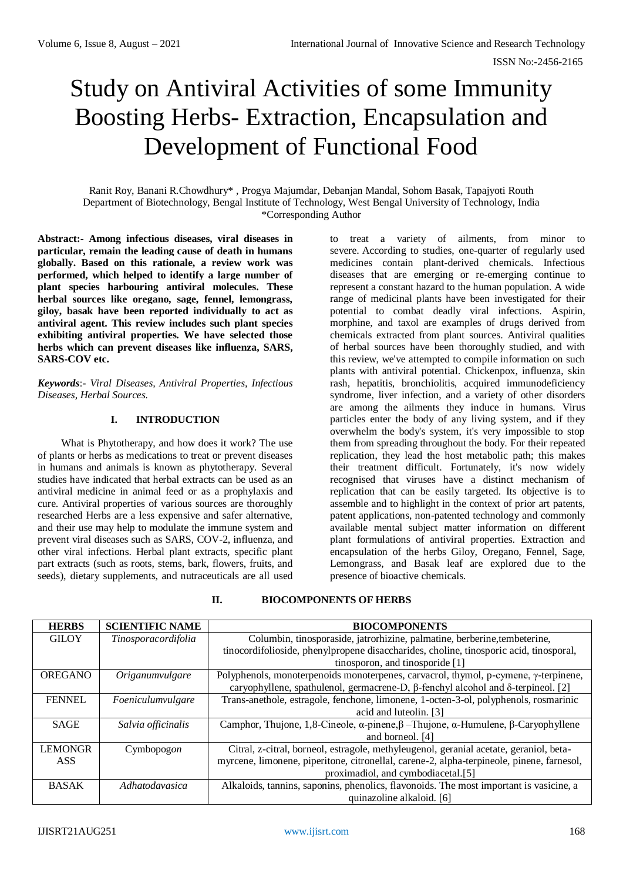# Study on Antiviral Activities of some Immunity Boosting Herbs- Extraction, Encapsulation and Development of Functional Food

Ranit Roy, Banani R.Chowdhury* , Progya Majumdar, Debanjan Mandal, Sohom Basak, Tapajyoti Routh
Department of Biotechnology, Bengal Institute of Technology, West Bengal University of Technology, India
*Corresponding Author

**Abstract:- Among infectious diseases, viral diseases in particular, remain the leading cause of death in humans globally. Based on this rationale, a review work was performed, which helped to identify a large number of plant species harbouring antiviral molecules. These herbal sources like oregano, sage, fennel, lemongrass, giloy, basak have been reported individually to act as antiviral agent. This review includes such plant species exhibiting antiviral properties. We have selected those herbs which can prevent diseases like influenza, SARS, SARS-COV etc.**

***Keywords***:- *Viral Diseases, Antiviral Properties, Infectious Diseases, Herbal Sources.*

## I. INTRODUCTION

What is Phytotherapy, and how does it work? The use of plants or herbs as medications to treat or prevent diseases in humans and animals is known as phytotherapy. Several studies have indicated that herbal extracts can be used as an antiviral medicine in animal feed or as a prophylaxis and cure. Antiviral properties of various sources are thoroughly researched Herbs are a less expensive and safer alternative, and their use may help to modulate the immune system and prevent viral diseases such as SARS, COV-2, influenza, and other viral infections. Herbal plant extracts, specific plant part extracts (such as roots, stems, bark, flowers, fruits, and seeds), dietary supplements, and nutraceuticals are all used to treat a variety of ailments, from minor to severe. According to studies, one-quarter of regularly used medicines contain plant-derived chemicals. Infectious diseases that are emerging or re-emerging continue to represent a constant hazard to the human population. A wide range of medicinal plants have been investigated for their potential to combat deadly viral infections. Aspirin, morphine, and taxol are examples of drugs derived from chemicals extracted from plant sources. Antiviral qualities of herbal sources have been thoroughly studied, and with this review, we've attempted to compile information on such plants with antiviral potential. Chickenpox, influenza, skin rash, hepatitis, bronchiolitis, acquired immunodeficiency syndrome, liver infection, and a variety of other disorders are among the ailments they induce in humans. Virus particles enter the body of any living system, and if they overwhelm the body's system, it's very impossible to stop them from spreading throughout the body. For their repeated replication, they lead the host metabolic path; this makes their treatment difficult. Fortunately, it's now widely recognised that viruses have a distinct mechanism of replication that can be easily targeted. Its objective is to assemble and to highlight in the context of prior art patents, patent applications, non-patented technology and commonly available mental subject matter information on different plant formulations of antiviral properties. Extraction and encapsulation of the herbs Giloy, Oregano, Fennel, Sage, Lemongrass, and Basak leaf are explored due to the presence of bioactive chemicals.

## II. BIOCOMPONENTS OF HERBS

| HERBS | SCIENTIFIC NAME | BIOCOMPONENTS |
|---|---|---|
| GILOY | *Tinosporacordifolia* | Columbin, tinosporaside, jatrorhizine, palmatine, berberine,tembeterine, tinocordifolioside, phenylpropene disaccharides, choline, tinosporic acid, tinosporal, tinosporon, and tinosporide [1] |
| OREGANO | *Origanumvulgare* | Polyphenols, monoterpenoids monoterpenes, carvacrol, thymol, p-cymene, γ-terpinene, caryophyllene, spathulenol, germacrene-D, β-fenchyl alcohol and δ-terpineol. [2] |
| FENNEL | *Foeniculumvulgare* | Trans-anethole, estragole, fenchone, limonene, 1-octen-3-ol, polyphenols, rosmarinic acid and luteolin. [3] |
| SAGE | *Salvia officinalis* | Camphor, Thujone, 1,8-Cineole, α-pinene,β –Thujone, α-Humulene, β-Caryophyllene and borneol. [4] |
| LEMONGRASS | Cymbopog*on* | Citral, z-citral, borneol, estragole, methyleugenol, geranial acetate, geraniol, beta-myrcene, limonene, piperitone, citronellal, carene-2, alpha-terpineole, pinene, farnesol, proximadiol, and cymbodiacetal.[5] |
| BASAK | *Adhatodavasica* | Alkaloids, tannins, saponins, phenolics, flavonoids. The most important is vasicine, a quinazoline alkaloid. [6] |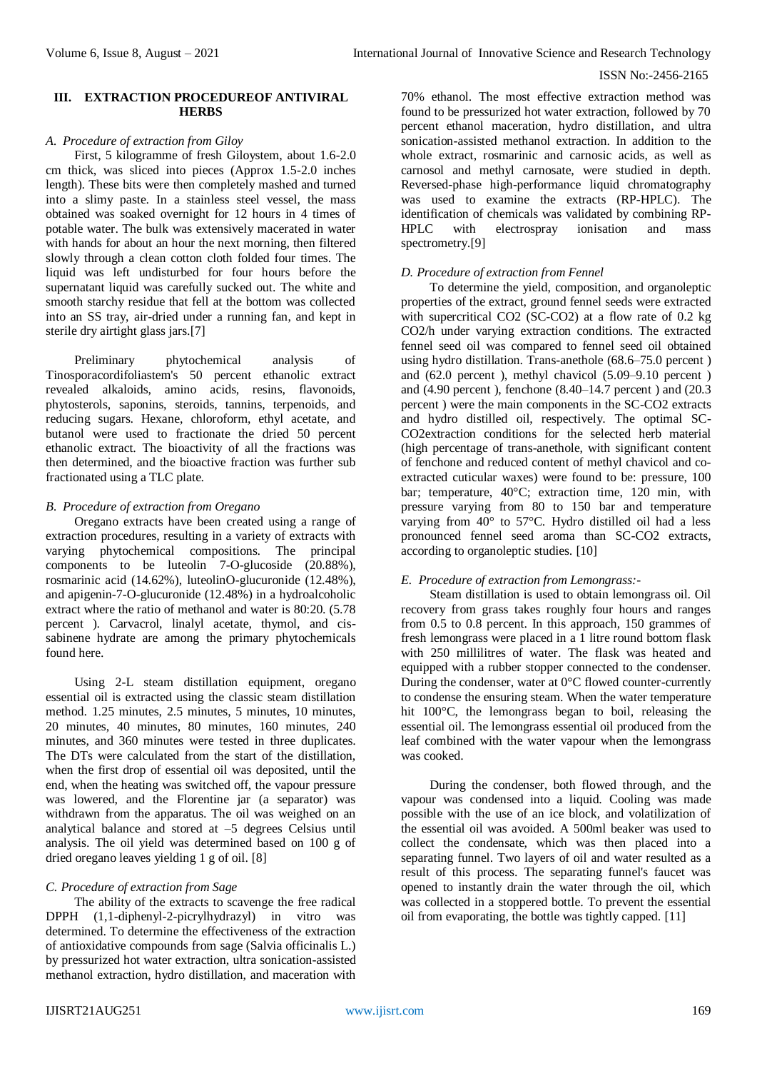## III. EXTRACTION PROCEDUREOF ANTIVIRAL HERBS

### *A. Procedure of extraction from Giloy*

First, 5 kilogramme of fresh Giloystem, about 1.6-2.0 cm thick, was sliced into pieces (Approx 1.5-2.0 inches length). These bits were then completely mashed and turned into a slimy paste. In a stainless steel vessel, the mass obtained was soaked overnight for 12 hours in 4 times of potable water. The bulk was extensively macerated in water with hands for about an hour the next morning, then filtered slowly through a clean cotton cloth folded four times. The liquid was left undisturbed for four hours before the supernatant liquid was carefully sucked out. The white and smooth starchy residue that fell at the bottom was collected into an SS tray, air-dried under a running fan, and kept in sterile dry airtight glass jars.[7]

Preliminary phytochemical analysis of Tinosporacordifoliastem's 50 percent ethanolic extract revealed alkaloids, amino acids, resins, flavonoids, phytosterols, saponins, steroids, tannins, terpenoids, and reducing sugars. Hexane, chloroform, ethyl acetate, and butanol were used to fractionate the dried 50 percent ethanolic extract. The bioactivity of all the fractions was then determined, and the bioactive fraction was further sub fractionated using a TLC plate.

### *B. Procedure of extraction from Oregano*

Oregano extracts have been created using a range of extraction procedures, resulting in a variety of extracts with varying phytochemical compositions. The principal components to be luteolin 7-O-glucoside (20.88%), rosmarinic acid (14.62%), luteolinO-glucuronide (12.48%), and apigenin-7-O-glucuronide (12.48%) in a hydroalcoholic extract where the ratio of methanol and water is 80:20. (5.78 percent ). Carvacrol, linalyl acetate, thymol, and cis-sabinene hydrate are among the primary phytochemicals found here.

Using 2-L steam distillation equipment, oregano essential oil is extracted using the classic steam distillation method. 1.25 minutes, 2.5 minutes, 5 minutes, 10 minutes, 20 minutes, 40 minutes, 80 minutes, 160 minutes, 240 minutes, and 360 minutes were tested in three duplicates. The DTs were calculated from the start of the distillation, when the first drop of essential oil was deposited, until the end, when the heating was switched off, the vapour pressure was lowered, and the Florentine jar (a separator) was withdrawn from the apparatus. The oil was weighed on an analytical balance and stored at –5 degrees Celsius until analysis. The oil yield was determined based on 100 g of dried oregano leaves yielding 1 g of oil. [8]

### *C. Procedure of extraction from Sage*

The ability of the extracts to scavenge the free radical DPPH (1,1-diphenyl-2-picrylhydrazyl) in vitro was determined. To determine the effectiveness of the extraction of antioxidative compounds from sage (Salvia officinalis L.) by pressurized hot water extraction, ultra sonication-assisted methanol extraction, hydro distillation, and maceration with 70% ethanol. The most effective extraction method was found to be pressurized hot water extraction, followed by 70 percent ethanol maceration, hydro distillation, and ultra sonication-assisted methanol extraction. In addition to the whole extract, rosmarinic and carnosic acids, as well as carnosol and methyl carnosate, were studied in depth. Reversed-phase high-performance liquid chromatography was used to examine the extracts (RP-HPLC). The identification of chemicals was validated by combining RP-HPLC with electrospray ionisation and mass spectrometry.[9]

### *D. Procedure of extraction from Fennel*

To determine the yield, composition, and organoleptic properties of the extract, ground fennel seeds were extracted with supercritical $CO_2$ (SC-$CO_2$) at a flow rate of 0.2 kg $CO_2$/h under varying extraction conditions. The extracted fennel seed oil was compared to fennel seed oil obtained using hydro distillation. Trans-anethole (68.6–75.0 percent ) and (62.0 percent ), methyl chavicol (5.09–9.10 percent ) and (4.90 percent ), fenchone (8.40–14.7 percent ) and (20.3 percent ) were the main components in the SC-$CO_2$ extracts and hydro distilled oil, respectively. The optimal SC-$CO_2$extraction conditions for the selected herb material (high percentage of trans-anethole, with significant content of fenchone and reduced content of methyl chavicol and co-extracted cuticular waxes) were found to be: pressure, 100 bar; temperature, 40°C; extraction time, 120 min, with pressure varying from 80 to 150 bar and temperature varying from 40° to 57°C. Hydro distilled oil had a less pronounced fennel seed aroma than SC-$CO_2$ extracts, according to organoleptic studies. [10]

### *E. Procedure of extraction from Lemongrass:-*

Steam distillation is used to obtain lemongrass oil. Oil recovery from grass takes roughly four hours and ranges from 0.5 to 0.8 percent. In this approach, 150 grammes of fresh lemongrass were placed in a 1 litre round bottom flask with 250 millilitres of water. The flask was heated and equipped with a rubber stopper connected to the condenser. During the condenser, water at 0°C flowed counter-currently to condense the ensuring steam. When the water temperature hit 100°C, the lemongrass began to boil, releasing the essential oil. The lemongrass essential oil produced from the leaf combined with the water vapour when the lemongrass was cooked.

During the condenser, both flowed through, and the vapour was condensed into a liquid. Cooling was made possible with the use of an ice block, and volatilization of the essential oil was avoided. A 500ml beaker was used to collect the condensate, which was then placed into a separating funnel. Two layers of oil and water resulted as a result of this process. The separating funnel's faucet was opened to instantly drain the water through the oil, which was collected in a stoppered bottle. To prevent the essential oil from evaporating, the bottle was tightly capped. [11]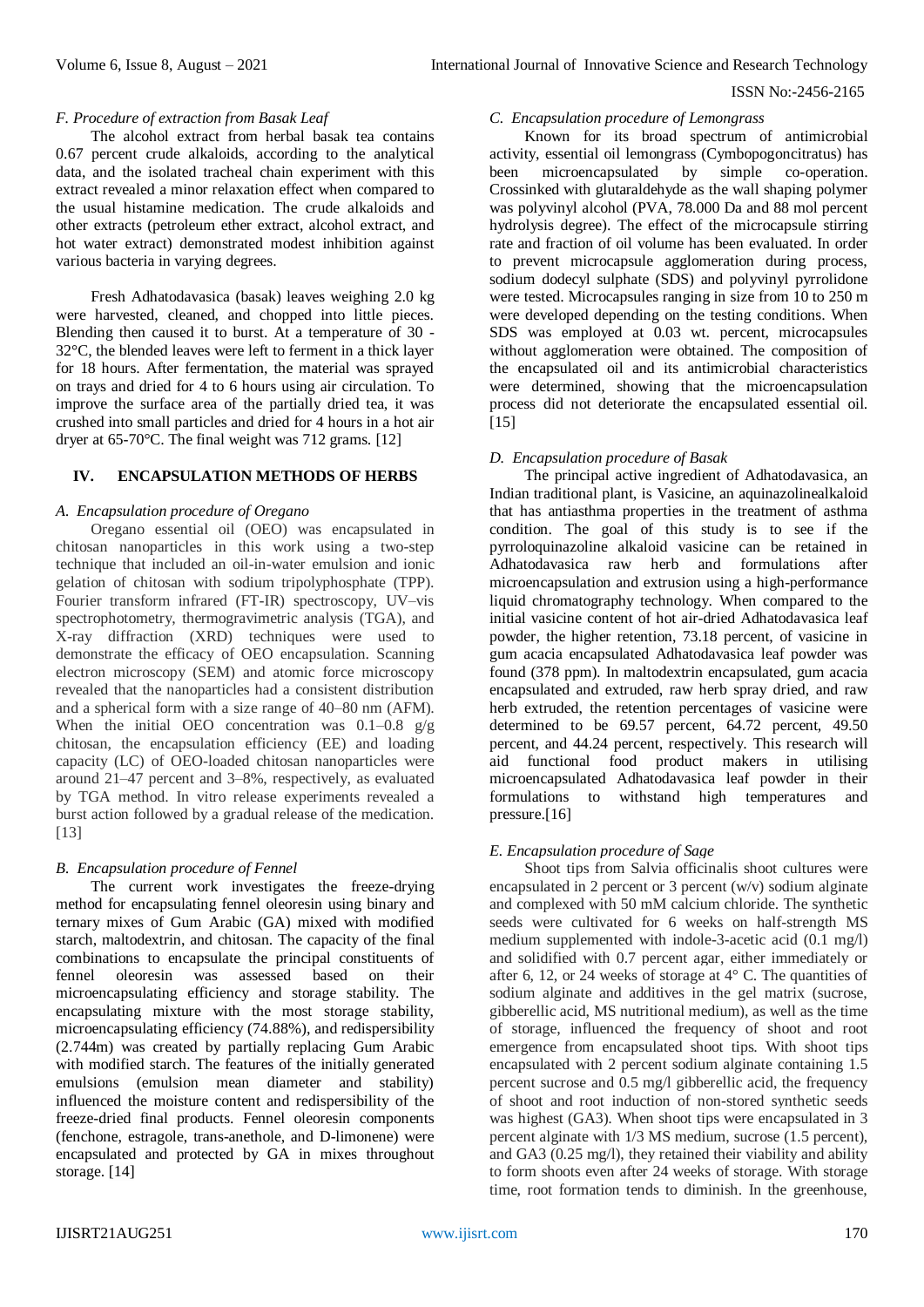### F. Procedure of extraction from Basak Leaf

The alcohol extract from herbal basak tea contains 0.67 percent crude alkaloids, according to the analytical data, and the isolated tracheal chain experiment with this extract revealed a minor relaxation effect when compared to the usual histamine medication. The crude alkaloids and other extracts (petroleum ether extract, alcohol extract, and hot water extract) demonstrated modest inhibition against various bacteria in varying degrees.

Fresh Adhatodavasica (basak) leaves weighing 2.0 kg were harvested, cleaned, and chopped into little pieces. Blending then caused it to burst. At a temperature of 30 - 32°C, the blended leaves were left to ferment in a thick layer for 18 hours. After fermentation, the material was sprayed on trays and dried for 4 to 6 hours using air circulation. To improve the surface area of the partially dried tea, it was crushed into small particles and dried for 4 hours in a hot air dryer at 65-70°C. The final weight was 712 grams. [12]

## IV. ENCAPSULATION METHODS OF HERBS

### A. Encapsulation procedure of Oregano

Oregano essential oil (OEO) was encapsulated in chitosan nanoparticles in this work using a two-step technique that included an oil-in-water emulsion and ionic gelation of chitosan with sodium tripolyphosphate (TPP). Fourier transform infrared (FT-IR) spectroscopy, UV–vis spectrophotometry, thermogravimetric analysis (TGA), and X-ray diffraction (XRD) techniques were used to demonstrate the efficacy of OEO encapsulation. Scanning electron microscopy (SEM) and atomic force microscopy revealed that the nanoparticles had a consistent distribution and a spherical form with a size range of 40–80 nm (AFM). When the initial OEO concentration was 0.1–0.8 g/g chitosan, the encapsulation efficiency (EE) and loading capacity (LC) of OEO-loaded chitosan nanoparticles were around 21–47 percent and 3–8%, respectively, as evaluated by TGA method. In vitro release experiments revealed a burst action followed by a gradual release of the medication. [13]

### B. Encapsulation procedure of Fennel

The current work investigates the freeze-drying method for encapsulating fennel oleoresin using binary and ternary mixes of Gum Arabic (GA) mixed with modified starch, maltodextrin, and chitosan. The capacity of the final combinations to encapsulate the principal constituents of fennel oleoresin was assessed based on their microencapsulating efficiency and storage stability. The encapsulating mixture with the most storage stability, microencapsulating efficiency (74.88%), and redispersibility (2.744m) was created by partially replacing Gum Arabic with modified starch. The features of the initially generated emulsions (emulsion mean diameter and stability) influenced the moisture content and redispersibility of the freeze-dried final products. Fennel oleoresin components (fenchone, estragole, trans-anethole, and D-limonene) were encapsulated and protected by GA in mixes throughout storage. [14]

### C. Encapsulation procedure of Lemongrass

Known for its broad spectrum of antimicrobial activity, essential oil lemongrass (Cymbopogoncitratus) has been microencapsulated by simple co-operation. Crossinked with glutaraldehyde as the wall shaping polymer was polyvinyl alcohol (PVA, 78.000 Da and 88 mol percent hydrolysis degree). The effect of the microcapsule stirring rate and fraction of oil volume has been evaluated. In order to prevent microcapsule agglomeration during process, sodium dodecyl sulphate (SDS) and polyvinyl pyrrolidone were tested. Microcapsules ranging in size from 10 to 250 m were developed depending on the testing conditions. When SDS was employed at 0.03 wt. percent, microcapsules without agglomeration were obtained. The composition of the encapsulated oil and its antimicrobial characteristics were determined, showing that the microencapsulation process did not deteriorate the encapsulated essential oil. [15]

### D. Encapsulation procedure of Basak

The principal active ingredient of Adhatodavasica, an Indian traditional plant, is Vasicine, an aquinazolinealkaloid that has antiasthma properties in the treatment of asthma condition. The goal of this study is to see if the pyrroloquinazoline alkaloid vasicine can be retained in Adhatodavasica raw herb and formulations after microencapsulation and extrusion using a high-performance liquid chromatography technology. When compared to the initial vasicine content of hot air-dried Adhatodavasica leaf powder, the higher retention, 73.18 percent, of vasicine in gum acacia encapsulated Adhatodavasica leaf powder was found (378 ppm). In maltodextrin encapsulated, gum acacia encapsulated and extruded, raw herb spray dried, and raw herb extruded, the retention percentages of vasicine were determined to be 69.57 percent, 64.72 percent, 49.50 percent, and 44.24 percent, respectively. This research will aid functional food product makers in utilising microencapsulated Adhatodavasica leaf powder in their formulations to withstand high temperatures and pressure.[16]

### E. Encapsulation procedure of Sage

Shoot tips from Salvia officinalis shoot cultures were encapsulated in 2 percent or 3 percent (w/v) sodium alginate and complexed with 50 mM calcium chloride. The synthetic seeds were cultivated for 6 weeks on half-strength MS medium supplemented with indole-3-acetic acid (0.1 mg/l) and solidified with 0.7 percent agar, either immediately or after 6, 12, or 24 weeks of storage at 4° C. The quantities of sodium alginate and additives in the gel matrix (sucrose, gibberellic acid, MS nutritional medium), as well as the time of storage, influenced the frequency of shoot and root emergence from encapsulated shoot tips. With shoot tips encapsulated with 2 percent sodium alginate containing 1.5 percent sucrose and 0.5 mg/l gibberellic acid, the frequency of shoot and root induction of non-stored synthetic seeds was highest (GA3). When shoot tips were encapsulated in 3 percent alginate with 1/3 MS medium, sucrose (1.5 percent), and GA3 (0.25 mg/l), they retained their viability and ability to form shoots even after 24 weeks of storage. With storage time, root formation tends to diminish. In the greenhouse,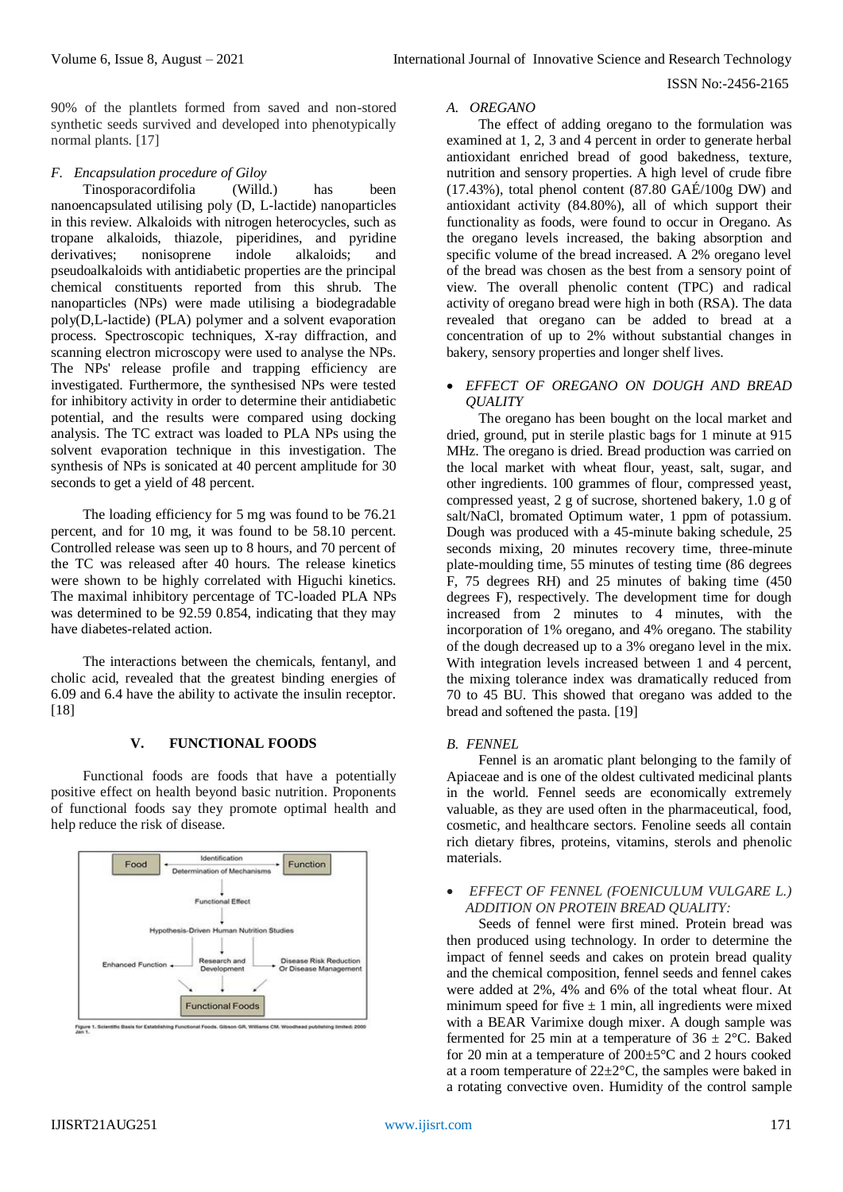90% of the plantlets formed from saved and non-stored synthetic seeds survived and developed into phenotypically normal plants. [17]

### *F. Encapsulation procedure of Giloy*

Tinosporacordifolia (Willd.) has been nanoencapsulated utilising poly (D, L-lactide) nanoparticles in this review. Alkaloids with nitrogen heterocycles, such as tropane alkaloids, thiazole, piperidines, and pyridine derivatives; nonisoprene indole alkaloids; and pseudoalkaloids with antidiabetic properties are the principal chemical constituents reported from this shrub. The nanoparticles (NPs) were made utilising a biodegradable poly(D,L-lactide) (PLA) polymer and a solvent evaporation process. Spectroscopic techniques, X-ray diffraction, and scanning electron microscopy were used to analyse the NPs. The NPs' release profile and trapping efficiency are investigated. Furthermore, the synthesised NPs were tested for inhibitory activity in order to determine their antidiabetic potential, and the results were compared using docking analysis. The TC extract was loaded to PLA NPs using the solvent evaporation technique in this investigation. The synthesis of NPs is sonicated at 40 percent amplitude for 30 seconds to get a yield of 48 percent.

The loading efficiency for 5 mg was found to be 76.21 percent, and for 10 mg, it was found to be 58.10 percent. Controlled release was seen up to 8 hours, and 70 percent of the TC was released after 40 hours. The release kinetics were shown to be highly correlated with Higuchi kinetics. The maximal inhibitory percentage of TC-loaded PLA NPs was determined to be 92.59 0.854, indicating that they may have diabetes-related action.

The interactions between the chemicals, fentanyl, and cholic acid, revealed that the greatest binding energies of 6.09 and 6.4 have the ability to activate the insulin receptor. [18]

## V. FUNCTIONAL FOODS

Functional foods are foods that have a potentially positive effect on health beyond basic nutrition. Proponents of functional foods say they promote optimal health and help reduce the risk of disease.

Figure 1. Scientific Basis for Establishing Functional Foods. Gibson GR, Williams CM. Woodhead publishing limited: 2000 Jan 1.

### *A. OREGANO*

The effect of adding oregano to the formulation was examined at 1, 2, 3 and 4 percent in order to generate herbal antioxidant enriched bread of good bakedness, texture, nutrition and sensory properties. A high level of crude fibre (17.43%), total phenol content (87.80 GAÉ/100g DW) and antioxidant activity (84.80%), all of which support their functionality as foods, were found to occur in Oregano. As the oregano levels increased, the baking absorption and specific volume of the bread increased. A 2% oregano level of the bread was chosen as the best from a sensory point of view. The overall phenolic content (TPC) and radical activity of oregano bread were high in both (RSA). The data revealed that oregano can be added to bread at a concentration of up to 2% without substantial changes in bakery, sensory properties and longer shelf lives.

- *EFFECT OF OREGANO ON DOUGH AND BREAD QUALITY*

The oregano has been bought on the local market and dried, ground, put in sterile plastic bags for 1 minute at 915 MHz. The oregano is dried. Bread production was carried on the local market with wheat flour, yeast, salt, sugar, and other ingredients. 100 grammes of flour, compressed yeast, compressed yeast, 2 g of sucrose, shortened bakery, 1.0 g of salt/NaCl, bromated Optimum water, 1 ppm of potassium. Dough was produced with a 45-minute baking schedule, 25 seconds mixing, 20 minutes recovery time, three-minute plate-moulding time, 55 minutes of testing time (86 degrees F, 75 degrees RH) and 25 minutes of baking time (450 degrees F), respectively. The development time for dough increased from 2 minutes to 4 minutes, with the incorporation of 1% oregano, and 4% oregano. The stability of the dough decreased up to a 3% oregano level in the mix. With integration levels increased between 1 and 4 percent, the mixing tolerance index was dramatically reduced from 70 to 45 BU. This showed that oregano was added to the bread and softened the pasta. [19]

### *B. FENNEL*

Fennel is an aromatic plant belonging to the family of Apiaceae and is one of the oldest cultivated medicinal plants in the world. Fennel seeds are economically extremely valuable, as they are used often in the pharmaceutical, food, cosmetic, and healthcare sectors. Fenoline seeds all contain rich dietary fibres, proteins, vitamins, sterols and phenolic materials.

- *EFFECT OF FENNEL (FOENICULUM VULGARE L.) ADDITION ON PROTEIN BREAD QUALITY:*

Seeds of fennel were first mined. Protein bread was then produced using technology. In order to determine the impact of fennel seeds and cakes on protein bread quality and the chemical composition, fennel seeds and fennel cakes were added at 2%, 4% and 6% of the total wheat flour. At minimum speed for five ± 1 min, all ingredients were mixed with a BEAR Varimixe dough mixer. A dough sample was fermented for 25 min at a temperature of 36 ± 2°C. Baked for 20 min at a temperature of 200±5°C and 2 hours cooked at a room temperature of 22±2°C, the samples were baked in a rotating convective oven. Humidity of the control sample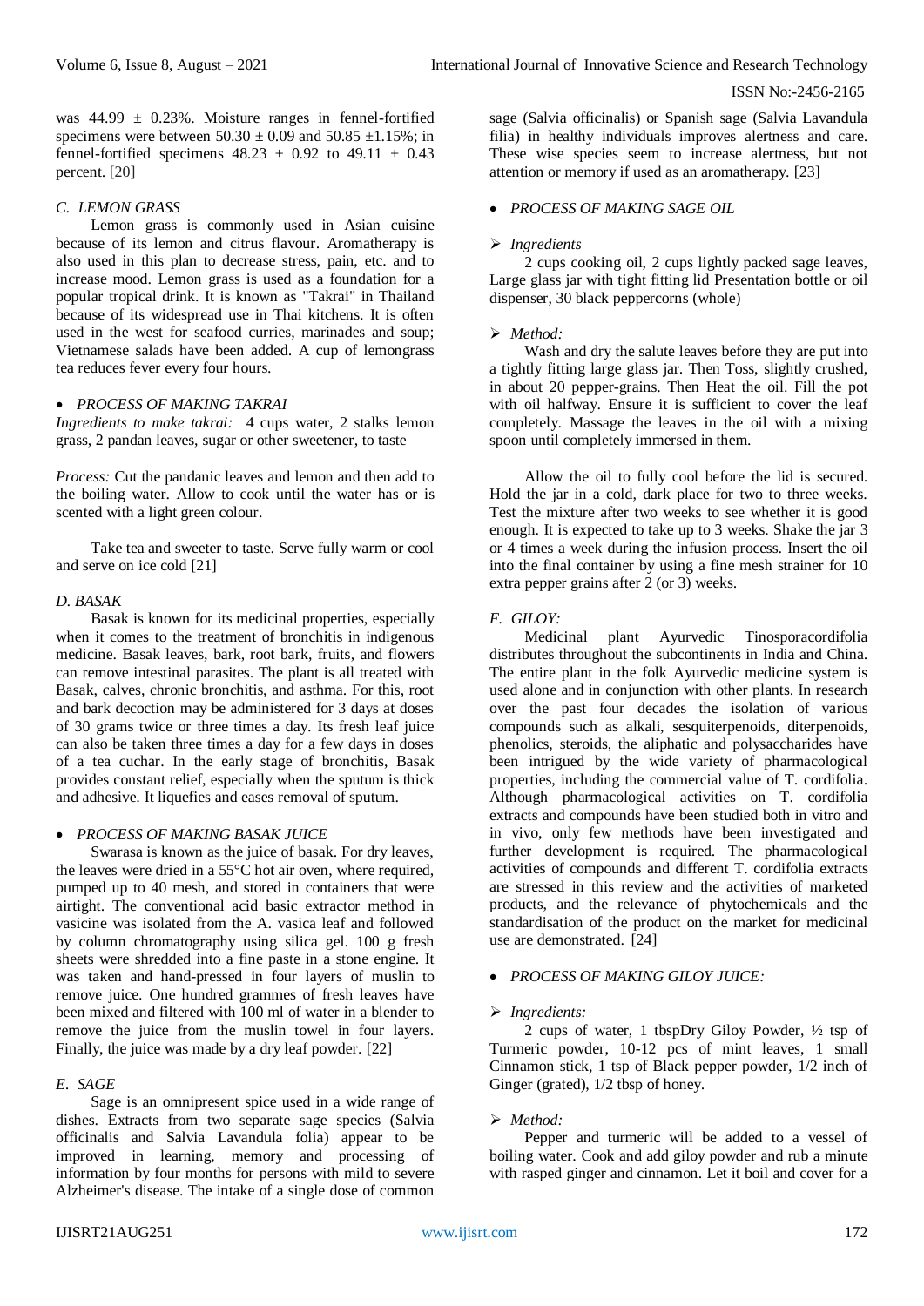was 44.99 ± 0.23%. Moisture ranges in fennel-fortified specimens were between 50.30 ± 0.09 and 50.85 ±1.15%; in fennel-fortified specimens 48.23 ± 0.92 to 49.11 ± 0.43 percent. [20]

### *C. LEMON GRASS*

Lemon grass is commonly used in Asian cuisine because of its lemon and citrus flavour. Aromatherapy is also used in this plan to decrease stress, pain, etc. and to increase mood. Lemon grass is used as a foundation for a popular tropical drink. It is known as "Takrai" in Thailand because of its widespread use in Thai kitchens. It is often used in the west for seafood curries, marinades and soup; Vietnamese salads have been added. A cup of lemongrass tea reduces fever every four hours.

- *PROCESS OF MAKING TAKRAI*

*Ingredients to make takrai:* 4 cups water, 2 stalks lemon grass, 2 pandan leaves, sugar or other sweetener, to taste

*Process:* Cut the pandanic leaves and lemon and then add to the boiling water. Allow to cook until the water has or is scented with a light green colour.

Take tea and sweeter to taste. Serve fully warm or cool and serve on ice cold [21]

### *D. BASAK*

Basak is known for its medicinal properties, especially when it comes to the treatment of bronchitis in indigenous medicine. Basak leaves, bark, root bark, fruits, and flowers can remove intestinal parasites. The plant is all treated with Basak, calves, chronic bronchitis, and asthma. For this, root and bark decoction may be administered for 3 days at doses of 30 grams twice or three times a day. Its fresh leaf juice can also be taken three times a day for a few days in doses of a tea cuchar. In the early stage of bronchitis, Basak provides constant relief, especially when the sputum is thick and adhesive. It liquefies and eases removal of sputum.

- *PROCESS OF MAKING BASAK JUICE*

Swarasa is known as the juice of basak. For dry leaves, the leaves were dried in a 55°C hot air oven, where required, pumped up to 40 mesh, and stored in containers that were airtight. The conventional acid basic extractor method in vasicine was isolated from the A. vasica leaf and followed by column chromatography using silica gel. 100 g fresh sheets were shredded into a fine paste in a stone engine. It was taken and hand-pressed in four layers of muslin to remove juice. One hundred grammes of fresh leaves have been mixed and filtered with 100 ml of water in a blender to remove the juice from the muslin towel in four layers. Finally, the juice was made by a dry leaf powder. [22]

### *E. SAGE*

Sage is an omnipresent spice used in a wide range of dishes. Extracts from two separate sage species (Salvia officinalis and Salvia Lavandula folia) appear to be improved in learning, memory and processing of information by four months for persons with mild to severe Alzheimer's disease. The intake of a single dose of common sage (Salvia officinalis) or Spanish sage (Salvia Lavandula filia) in healthy individuals improves alertness and care. These wise species seem to increase alertness, but not attention or memory if used as an aromatherapy. [23]

- *PROCESS OF MAKING SAGE OIL*

➢ *Ingredients*

2 cups cooking oil, 2 cups lightly packed sage leaves, Large glass jar with tight fitting lid Presentation bottle or oil dispenser, 30 black peppercorns (whole)

➢ *Method:*

Wash and dry the salute leaves before they are put into a tightly fitting large glass jar. Then Toss, slightly crushed, in about 20 pepper-grains. Then Heat the oil. Fill the pot with oil halfway. Ensure it is sufficient to cover the leaf completely. Massage the leaves in the oil with a mixing spoon until completely immersed in them.

Allow the oil to fully cool before the lid is secured. Hold the jar in a cold, dark place for two to three weeks. Test the mixture after two weeks to see whether it is good enough. It is expected to take up to 3 weeks. Shake the jar 3 or 4 times a week during the infusion process. Insert the oil into the final container by using a fine mesh strainer for 10 extra pepper grains after 2 (or 3) weeks.

### *F. GILOY:*

Medicinal plant Ayurvedic Tinosporacordifolia distributes throughout the subcontinents in India and China. The entire plant in the folk Ayurvedic medicine system is used alone and in conjunction with other plants. In research over the past four decades the isolation of various compounds such as alkali, sesquiterpenoids, diterpenoids, phenolics, steroids, the aliphatic and polysaccharides have been intrigued by the wide variety of pharmacological properties, including the commercial value of T. cordifolia. Although pharmacological activities on T. cordifolia extracts and compounds have been studied both in vitro and in vivo, only few methods have been investigated and further development is required. The pharmacological activities of compounds and different T. cordifolia extracts are stressed in this review and the activities of marketed products, and the relevance of phytochemicals and the standardisation of the product on the market for medicinal use are demonstrated. [24]

- *PROCESS OF MAKING GILOY JUICE:*

➢ *Ingredients:*

2 cups of water, 1 tbspDry Giloy Powder, ½ tsp of Turmeric powder, 10-12 pcs of mint leaves, 1 small Cinnamon stick, 1 tsp of Black pepper powder, 1/2 inch of Ginger (grated), 1/2 tbsp of honey.

➢ *Method:*

Pepper and turmeric will be added to a vessel of boiling water. Cook and add giloy powder and rub a minute with rasped ginger and cinnamon. Let it boil and cover for a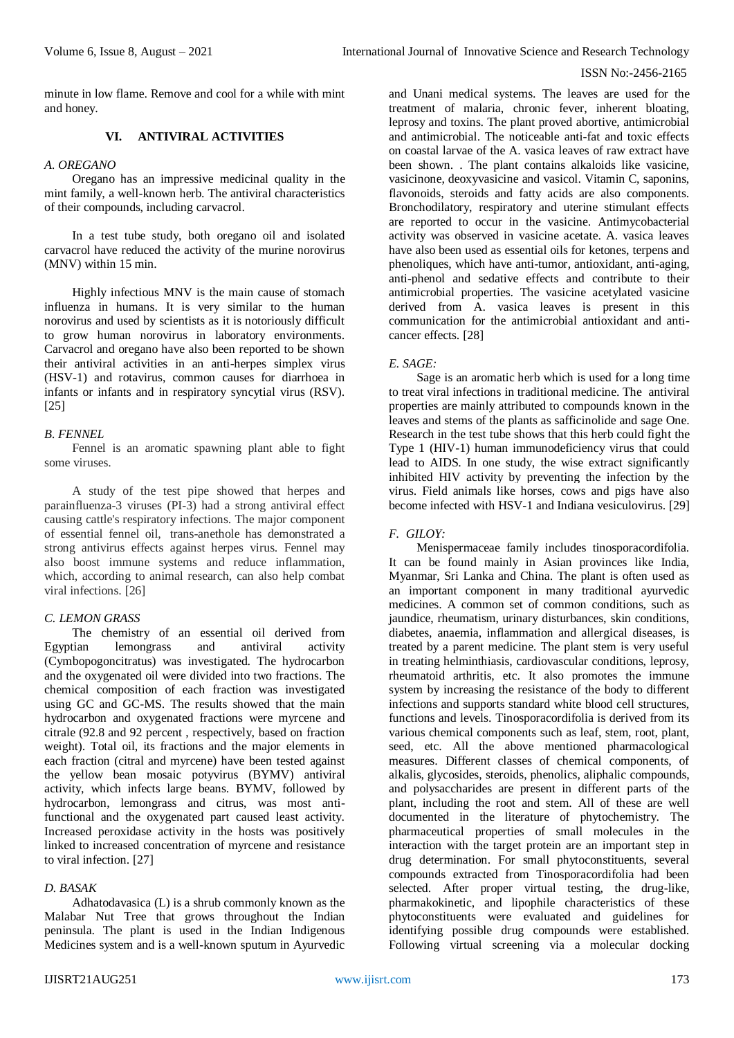minute in low flame. Remove and cool for a while with mint and honey.

## VI. ANTIVIRAL ACTIVITIES

### *A. OREGANO*

Oregano has an impressive medicinal quality in the mint family, a well-known herb. The antiviral characteristics of their compounds, including carvacrol.

In a test tube study, both oregano oil and isolated carvacrol have reduced the activity of the murine norovirus (MNV) within 15 min.

Highly infectious MNV is the main cause of stomach influenza in humans. It is very similar to the human norovirus and used by scientists as it is notoriously difficult to grow human norovirus in laboratory environments. Carvacrol and oregano have also been reported to be shown their antiviral activities in an anti-herpes simplex virus (HSV-1) and rotavirus, common causes for diarrhoea in infants or infants and in respiratory syncytial virus (RSV). [25]

### *B. FENNEL*

Fennel is an aromatic spawning plant able to fight some viruses.

A study of the test pipe showed that herpes and parainfluenza-3 viruses (PI-3) had a strong antiviral effect causing cattle's respiratory infections. The major component of essential fennel oil, trans-anethole has demonstrated a strong antivirus effects against herpes virus. Fennel may also boost immune systems and reduce inflammation, which, according to animal research, can also help combat viral infections. [26]

### *C. LEMON GRASS*

The chemistry of an essential oil derived from Egyptian lemongrass and antiviral activity (Cymbopogoncitratus) was investigated. The hydrocarbon and the oxygenated oil were divided into two fractions. The chemical composition of each fraction was investigated using GC and GC-MS. The results showed that the main hydrocarbon and oxygenated fractions were myrcene and citrale (92.8 and 92 percent , respectively, based on fraction weight). Total oil, its fractions and the major elements in each fraction (citral and myrcene) have been tested against the yellow bean mosaic potyvirus (BYMV) antiviral activity, which infects large beans. BYMV, followed by hydrocarbon, lemongrass and citrus, was most anti-functional and the oxygenated part caused least activity. Increased peroxidase activity in the hosts was positively linked to increased concentration of myrcene and resistance to viral infection. [27]

### *D. BASAK*

Adhatodavasica (L) is a shrub commonly known as the Malabar Nut Tree that grows throughout the Indian peninsula. The plant is used in the Indian Indigenous Medicines system and is a well-known sputum in Ayurvedic and Unani medical systems. The leaves are used for the treatment of malaria, chronic fever, inherent bloating, leprosy and toxins. The plant proved abortive, antimicrobial and antimicrobial. The noticeable anti-fat and toxic effects on coastal larvae of the A. vasica leaves of raw extract have been shown. . The plant contains alkaloids like vasicine, vasicinone, deoxyvasicine and vasicol. Vitamin C, saponins, flavonoids, steroids and fatty acids are also components. Bronchodilatory, respiratory and uterine stimulant effects are reported to occur in the vasicine. Antimycobacterial activity was observed in vasicine acetate. A. vasica leaves have also been used as essential oils for ketones, terpens and phenoliques, which have anti-tumor, antioxidant, anti-aging, anti-phenol and sedative effects and contribute to their antimicrobial properties. The vasicine acetylated vasicine derived from A. vasica leaves is present in this communication for the antimicrobial antioxidant and anti-cancer effects. [28]

### *E. SAGE:*

Sage is an aromatic herb which is used for a long time to treat viral infections in traditional medicine. The antiviral properties are mainly attributed to compounds known in the leaves and stems of the plants as safficinolide and sage One. Research in the test tube shows that this herb could fight the Type 1 (HIV-1) human immunodeficiency virus that could lead to AIDS. In one study, the wise extract significantly inhibited HIV activity by preventing the infection by the virus. Field animals like horses, cows and pigs have also become infected with HSV-1 and Indiana vesiculovirus. [29]

### *F. GILOY:*

Menispermaceae family includes tinosporacordifolia. It can be found mainly in Asian provinces like India, Myanmar, Sri Lanka and China. The plant is often used as an important component in many traditional ayurvedic medicines. A common set of common conditions, such as jaundice, rheumatism, urinary disturbances, skin conditions, diabetes, anaemia, inflammation and allergical diseases, is treated by a parent medicine. The plant stem is very useful in treating helminthiasis, cardiovascular conditions, leprosy, rheumatoid arthritis, etc. It also promotes the immune system by increasing the resistance of the body to different infections and supports standard white blood cell structures, functions and levels. Tinosporacordifolia is derived from its various chemical components such as leaf, stem, root, plant, seed, etc. All the above mentioned pharmacological measures. Different classes of chemical components, of alkalis, glycosides, steroids, phenolics, aliphalic compounds, and polysaccharides are present in different parts of the plant, including the root and stem. All of these are well documented in the literature of phytochemistry. The pharmaceutical properties of small molecules in the interaction with the target protein are an important step in drug determination. For small phytoconstituents, several compounds extracted from Tinosporacordifolia had been selected. After proper virtual testing, the drug-like, pharmakokinetic, and lipophile characteristics of these phytoconstituents were evaluated and guidelines for identifying possible drug compounds were established. Following virtual screening via a molecular docking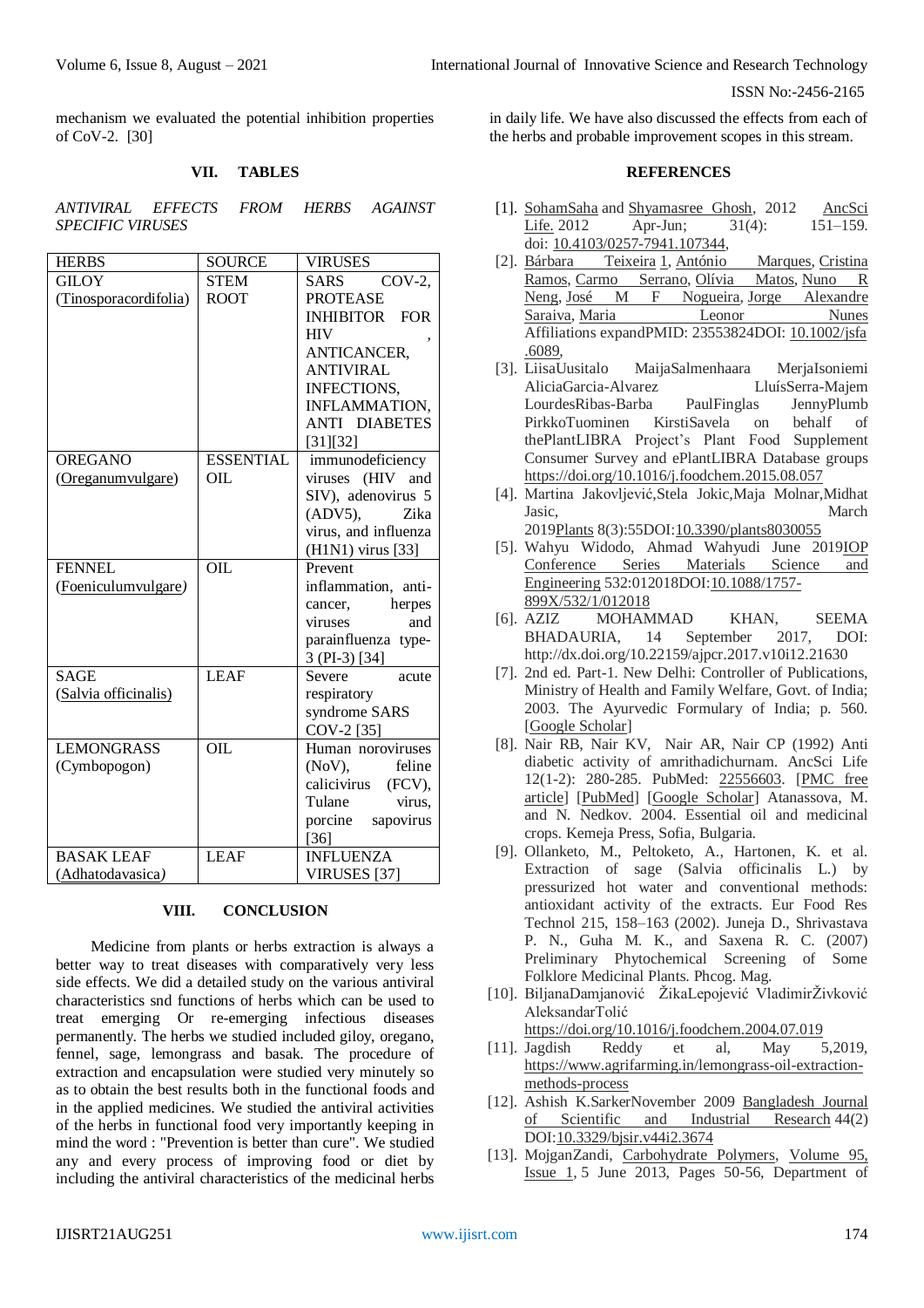mechanism we evaluated the potential inhibition properties of CoV-2. [30]

## VII. TABLES

*ANTIVIRAL EFFECTS FROM HERBS AGAINST SPECIFIC VIRUSES*

| HERBS | SOURCE | VIRUSES |
|---|---|---|
| GILOY (Tinosporacordifolia) | STEM ROOT | SARS COV-2, PROTEASE INHIBITOR FOR HIV , ANTICANCER, ANTIVIRAL INFECTIONS, INFLAMMATION, ANTI DIABETES [31][32] |
| OREGANO (Oreganumvulgare) | ESSENTIAL OIL | immunodeficiency viruses (HIV and SIV), adenovirus 5 (ADV5), Zika virus, and influenza (H1N1) virus [33] |
| FENNEL (Foeniculumvulgare) | OIL | Prevent inflammation, anti-cancer, herpes viruses and parainfluenza type-3 (PI-3) [34] |
| SAGE (Salvia officinalis) | LEAF | Severe acute respiratory syndrome SARS COV-2 [35] |
| LEMONGRASS (Cymbopogon) | OIL | Human noroviruses (NoV), feline calicivirus (FCV), Tulane virus, porcine sapovirus [36] |
| BASAK LEAF (Adhatodavasica) | LEAF | INFLUENZA VIRUSES [37] |

## VIII. CONCLUSION

Medicine from plants or herbs extraction is always a better way to treat diseases with comparatively very less side effects. We did a detailed study on the various antiviral characteristics snd functions of herbs which can be used to treat emerging Or re-emerging infectious diseases permanently. The herbs we studied included giloy, oregano, fennel, sage, lemongrass and basak. The procedure of extraction and encapsulation were studied very minutely so as to obtain the best results both in the functional foods and in the applied medicines. We studied the antiviral activities of the herbs in functional food very importantly keeping in mind the word : "Prevention is better than cure". We studied any and every process of improving food or diet by including the antiviral characteristics of the medicinal herbs in daily life. We have also discussed the effects from each of the herbs and probable improvement scopes in this stream.

## REFERENCES

1. [1]. SohamSaha and Shyamasree Ghosh, 2012 AncSci Life. 2012 Apr-Jun; 31(4): 151–159. doi: 10.4103/0257-7941.107344,
2. [2]. Bárbara Teixeira 1, António Marques, Cristina Ramos, Carmo Serrano, Olívia Matos, Nuno R Neng, José M F Nogueira, Jorge Alexandre Saraiva, Maria Leonor Nunes Affiliations expandPMID: 23553824DOI: 10.1002/jsfa.6089,
3. [3]. LiisaUusitalo MaijaSalmenhaara MerjaIsoniemi AliciaGarcia-Alvarez LluísSerra-Majem LourdesRibas-Barba PaulFinglas JennyPlumb PirkkoTuominen KirstiSavela on behalf of thePlantLIBRA Project's Plant Food Supplement Consumer Survey and ePlantLIBRA Database groups https://doi.org/10.1016/j.foodchem.2015.08.057
4. [4]. Martina Jakovljević,Stela Jokic,Maja Molnar,Midhat Jasic, March 2019Plants 8(3):55DOI:10.3390/plants8030055
5. [5]. Wahyu Widodo, Ahmad Wahyudi June 2019IOP Conference Series Materials Science and Engineering 532:012018DOI:10.1088/1757-899X/532/1/012018
6. [6]. AZIZ MOHAMMAD KHAN, SEEMA BHADAURIA, 14 September 2017, DOI: http://dx.doi.org/10.22159/ajpcr.2017.v10i12.21630
7. [7]. 2nd ed. Part-1. New Delhi: Controller of Publications, Ministry of Health and Family Welfare, Govt. of India; 2003. The Ayurvedic Formulary of India; p. 560. [Google Scholar]
8. [8]. Nair RB, Nair KV, Nair AR, Nair CP (1992) Anti diabetic activity of amrithadichurnam. AncSci Life 12(1-2): 280-285. PubMed: 22556603. [PMC free article] [PubMed] [Google Scholar] Atanassova, M. and N. Nedkov. 2004. Essential oil and medicinal crops. Kemeja Press, Sofia, Bulgaria.
9. [9]. Ollanketo, M., Peltoketo, A., Hartonen, K. et al. Extraction of sage (Salvia officinalis L.) by pressurized hot water and conventional methods: antioxidant activity of the extracts. Eur Food Res Technol 215, 158–163 (2002). Juneja D., Shrivastava P. N., Guha M. K., and Saxena R. C. (2007) Preliminary Phytochemical Screening of Some Folklore Medicinal Plants. Phcog. Mag.
10. [10]. BiljanaDamjanović ŽikaLepojević VladimirŽivković AleksandarTolić https://doi.org/10.1016/j.foodchem.2004.07.019
11. [11]. Jagdish Reddy et al, May 5,2019, https://www.agrifarming.in/lemongrass-oil-extraction-methods-process
12. [12]. Ashish K.SarkerNovember 2009 Bangladesh Journal of Scientific and Industrial Research 44(2) DOI:10.3329/bjsir.v44i2.3674
13. [13]. MojganZandi, Carbohydrate Polymers, Volume 95, Issue 1, 5 June 2013, Pages 50-56, Department of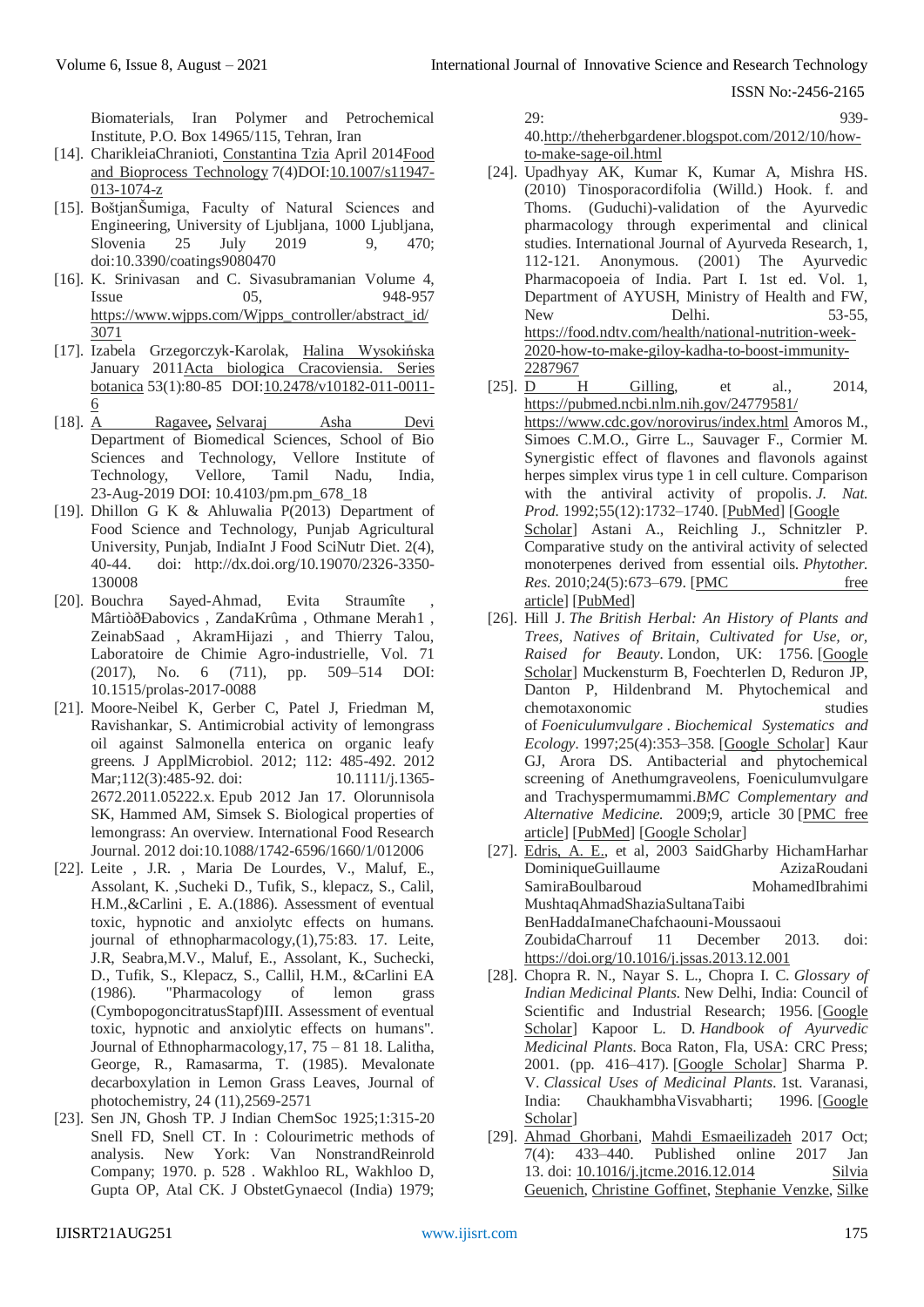Biomaterials, Iran Polymer and Petrochemical Institute, P.O. Box 14965/115, Tehran, Iran

[14]. CharikleiaChranioti, Constantina Tzia April 2014Food and Bioprocess Technology 7(4)DOI:10.1007/s11947-013-1074-z

[15]. BoštjanŠumiga, Faculty of Natural Sciences and Engineering, University of Ljubljana, 1000 Ljubljana, Slovenia 25 July 2019 9, 470; doi:10.3390/coatings9080470

[16]. K. Srinivasan and C. Sivasubramanian Volume 4, Issue 05, 948-957 https://www.wjpps.com/Wjpps_controller/abstract_id/3071

[17]. Izabela Grzegorczyk-Karolak, Halina Wysokińska January 2011Acta biologica Cracoviensia. Series botanica 53(1):80-85 DOI:10.2478/v10182-011-0011-6

[18]. A Ragavee, Selvaraj Asha Devi Department of Biomedical Sciences, School of Bio Sciences and Technology, Vellore Institute of Technology, Vellore, Tamil Nadu, India, 23-Aug-2019 DOI: 10.4103/pm.pm_678_18

[19]. Dhillon G K & Ahluwalia P(2013) Department of Food Science and Technology, Punjab Agricultural University, Punjab, IndiaInt J Food SciNutr Diet. 2(4), 40-44. doi: http://dx.doi.org/10.19070/2326-3350-130008

[20]. Bouchra Sayed-Ahmad, Evita Straumîte , MârtiòðÐabovics , ZandaKrûma , Othmane Merah1 , ZeinabSaad , AkramHijazi , and Thierry Talou, Laboratoire de Chimie Agro-industrielle, Vol. 71 (2017), No. 6 (711), pp. 509–514 DOI: 10.1515/prolas-2017-0088

[21]. Moore-Neibel K, Gerber C, Patel J, Friedman M, Ravishankar, S. Antimicrobial activity of lemongrass oil against Salmonella enterica on organic leafy greens. J ApplMicrobiol. 2012; 112: 485-492. 2012 Mar;112(3):485-92. doi: 10.1111/j.1365-2672.2011.05222.x. Epub 2012 Jan 17. Olorunnisola SK, Hammed AM, Simsek S. Biological properties of lemongrass: An overview. International Food Research Journal. 2012 doi:10.1088/1742-6596/1660/1/012006

[22]. Leite , J.R. , Maria De Lourdes, V., Maluf, E., Assolant, K. ,Sucheki D., Tufik, S., klepacz, S., Calil, H.M.,&Carlini , E. A.(1886). Assessment of eventual toxic, hypnotic and anxiolytc effects on humans. journal of ethnopharmacology,(1),75:83. 17. Leite, J.R, Seabra,M.V., Maluf, E., Assolant, K., Suchecki, D., Tufik, S., Klepacz, S., Callil, H.M., &Carlini EA (1986). "Pharmacology of lemon grass (CymbopogoncitratusStapf)III. Assessment of eventual toxic, hypnotic and anxiolytic effects on humans". Journal of Ethnopharmacology,17, 75 – 81 18. Lalitha, George, R., Ramasarma, T. (1985). Mevalonate decarboxylation in Lemon Grass Leaves, Journal of photochemistry, 24 (11),2569-2571

[23]. Sen JN, Ghosh TP. J Indian ChemSoc 1925;1:315-20 Snell FD, Snell CT. In : Colourimetric methods of analysis. New York: Van NonstrandReinrold Company; 1970. p. 528 . Wakhloo RL, Wakhloo D, Gupta OP, Atal CK. J ObstetGynaecol (India) 1979; 29: 939-40.http://theherbgardener.blogspot.com/2012/10/how-to-make-sage-oil.html

[24]. Upadhyay AK, Kumar K, Kumar A, Mishra HS. (2010) Tinosporacordifolia (Willd.) Hook. f. and Thoms. (Guduchi)-validation of the Ayurvedic pharmacology through experimental and clinical studies. International Journal of Ayurveda Research, 1, 112-121. Anonymous. (2001) The Ayurvedic Pharmacopoeia of India. Part I. 1st ed. Vol. 1, Department of AYUSH, Ministry of Health and FW, New Delhi. 53-55, https://food.ndtv.com/health/national-nutrition-week-2020-how-to-make-giloy-kadha-to-boost-immunity-2287967

[25]. D H Gilling, et al., 2014, https://pubmed.ncbi.nlm.nih.gov/24779581/ https://www.cdc.gov/norovirus/index.html Amoros M., Simoes C.M.O., Girre L., Sauvager F., Cormier M. Synergistic effect of flavones and flavonols against herpes simplex virus type 1 in cell culture. Comparison with the antiviral activity of propolis. *J. Nat. Prod.* 1992;55(12):1732–1740. [PubMed] [Google Scholar] Astani A., Reichling J., Schnitzler P. Comparative study on the antiviral activity of selected monoterpenes derived from essential oils. *Phytother. Res.* 2010;24(5):673–679. [PMC free article] [PubMed]

[26]. Hill J. *The British Herbal: An History of Plants and Trees, Natives of Britain, Cultivated for Use, or, Raised for Beauty*. London, UK: 1756. [Google Scholar] Muckensturm B, Foechterlen D, Reduron JP, Danton P, Hildenbrand M. Phytochemical and chemotaxonomic studies of *Foeniculumvulgare* . *Biochemical Systematics and Ecology*. 1997;25(4):353–358. [Google Scholar] Kaur GJ, Arora DS. Antibacterial and phytochemical screening of Anethumgraveolens, Foeniculumvulgare and Trachyspermumammi.*BMC Complementary and Alternative Medicine.* 2009;9, article 30 [PMC free article] [PubMed] [Google Scholar]

[27]. Edris, A. E., et al, 2003 SaidGharby HichamHarhar DominiqueGuillaume AzizaRoudani SamiraBoulbaroud MohamedIbrahimi MushtaqAhmadShaziaSultanaTaibi BenHaddaImaneChafchaouni-Moussaoui ZoubidaCharrouf 11 December 2013. doi: https://doi.org/10.1016/j.jssas.2013.12.001

[28]. Chopra R. N., Nayar S. L., Chopra I. C. *Glossary of Indian Medicinal Plants*. New Delhi, India: Council of Scientific and Industrial Research; 1956. [Google Scholar] Kapoor L. D. *Handbook of Ayurvedic Medicinal Plants*. Boca Raton, Fla, USA: CRC Press; 2001. (pp. 416–417). [Google Scholar] Sharma P. V. *Classical Uses of Medicinal Plants*. 1st. Varanasi, India: ChaukhambhaVisvabharti; 1996. [Google Scholar]

[29]. Ahmad Ghorbani, Mahdi Esmaeilizadeh 2017 Oct; 7(4): 433–440. Published online 2017 Jan 13. doi: 10.1016/j.jtcme.2016.12.014 Silvia Geuenich, Christine Goffinet, Stephanie Venzke, Silke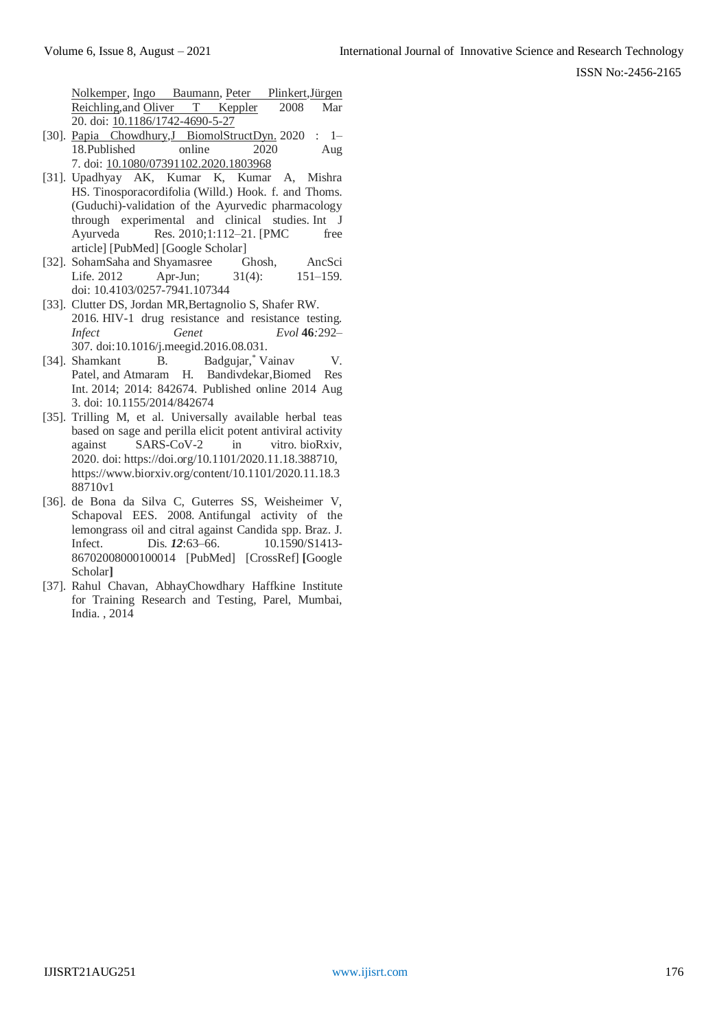Nolkemper, Ingo Baumann, Peter Plinkert,Jürgen Reichling,and Oliver T Keppler 2008 Mar 20. doi: 10.1186/1742-4690-5-27

[30]. Papia Chowdhury,J BiomolStructDyn. 2020 : 1–18.Published online 2020 Aug 7. doi: 10.1080/07391102.2020.1803968

[31]. Upadhyay AK, Kumar K, Kumar A, Mishra HS. Tinosporacordifolia (Willd.) Hook. f. and Thoms. (Guduchi)-validation of the Ayurvedic pharmacology through experimental and clinical studies. Int J Ayurveda Res. 2010;1:112–21. [PMC free article] [PubMed] [Google Scholar]

[32]. SohamSaha and Shyamasree Ghosh, AncSci Life. 2012 Apr-Jun; 31(4): 151–159. doi: 10.4103/0257-7941.107344

[33]. Clutter DS, Jordan MR,Bertagnolio S, Shafer RW. 2016. HIV-1 drug resistance and resistance testing. *Infect Genet Evol* **46***:*292–307. doi:10.1016/j.meegid.2016.08.031.

[34]. Shamkant B. Badgujar,* Vainav V. Patel, and Atmaram H. Bandivdekar,Biomed Res Int. 2014; 2014: 842674. Published online 2014 Aug 3. doi: 10.1155/2014/842674

[35]. Trilling M, et al. Universally available herbal teas based on sage and perilla elicit potent antiviral activity against SARS-CoV-2 in vitro. bioRxiv, 2020. doi: https://doi.org/10.1101/2020.11.18.388710, https://www.biorxiv.org/content/10.1101/2020.11.18.388710v1

[36]. de Bona da Silva C, Guterres SS, Weisheimer V, Schapoval EES. 2008. Antifungal activity of the lemongrass oil and citral against Candida spp. Braz. J. Infect. Dis. ***12***:63–66. 10.1590/S1413-86702008000100014 [PubMed] [CrossRef] **[**Google Scholar**]**

[37]. Rahul Chavan, AbhayChowdhary Haffkine Institute for Training Research and Testing, Parel, Mumbai, India. , 2014